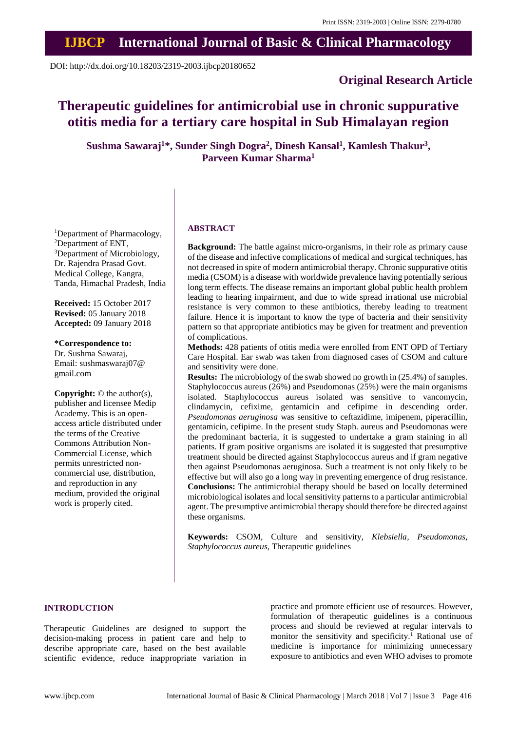Print ISSN: 2319-2003 | Online ISSN: 2279-0780

# IJBCP International Journal of Basic & Clinical Pharmacology

DOI: http://dx.doi.org/10.18203/2319-2003.ijbcp20180652

**Original Research Article**

# Therapeutic guidelines for antimicrobial use in chronic suppurative otitis media for a tertiary care hospital in Sub Himalayan region

**Sushma Sawaraj[1]\*, Sunder Singh Dogra[2], Dinesh Kansal[1], Kamlesh Thakur[3], Parveen Kumar Sharma[1]**

[1]Department of Pharmacology, [2]Department of ENT, [3]Department of Microbiology, Dr. Rajendra Prasad Govt. Medical College, Kangra, Tanda, Himachal Pradesh, India

**Received:** 15 October 2017
**Revised:** 05 January 2018
**Accepted:** 09 January 2018

**\*Correspondence to:**
Dr. Sushma Sawaraj,
Email: sushmaswaraj07@gmail.com

**Copyright:** © the author(s), publisher and licensee Medip Academy. This is an open-access article distributed under the terms of the Creative Commons Attribution Non-Commercial License, which permits unrestricted non-commercial use, distribution, and reproduction in any medium, provided the original work is properly cited.

## ABSTRACT

**Background:** The battle against micro-organisms, in their role as primary cause of the disease and infective complications of medical and surgical techniques, has not decreased in spite of modern antimicrobial therapy. Chronic suppurative otitis media (CSOM) is a disease with worldwide prevalence having potentially serious long term effects. The disease remains an important global public health problem leading to hearing impairment, and due to wide spread irrational use microbial resistance is very common to these antibiotics, thereby leading to treatment failure. Hence it is important to know the type of bacteria and their sensitivity pattern so that appropriate antibiotics may be given for treatment and prevention of complications.

**Methods:** 428 patients of otitis media were enrolled from ENT OPD of Tertiary Care Hospital. Ear swab was taken from diagnosed cases of CSOM and culture and sensitivity were done.

**Results:** The microbiology of the swab showed no growth in (25.4%) of samples. Staphylococcus aureus (26%) and Pseudomonas (25%) were the main organisms isolated. Staphylococcus aureus isolated was sensitive to vancomycin, clindamycin, cefixime, gentamicin and cefipime in descending order. *Pseudomonas aeruginosa* was sensitive to ceftazidime, imipenem, piperacillin, gentamicin, cefipime. In the present study Staph. aureus and Pseudomonas were the predominant bacteria, it is suggested to undertake a gram staining in all patients. If gram positive organisms are isolated it is suggested that presumptive treatment should be directed against Staphylococcus aureus and if gram negative then against Pseudomonas aeruginosa. Such a treatment is not only likely to be effective but will also go a long way in preventing emergence of drug resistance.

**Conclusions:** The antimicrobial therapy should be based on locally determined microbiological isolates and local sensitivity patterns to a particular antimicrobial agent. The presumptive antimicrobial therapy should therefore be directed against these organisms.

**Keywords:** CSOM, Culture and sensitivity, *Klebsiella*, *Pseudomonas*, *Staphylococcus aureus*, Therapeutic guidelines

## INTRODUCTION

Therapeutic Guidelines are designed to support the decision-making process in patient care and help to describe appropriate care, based on the best available scientific evidence, reduce inappropriate variation in practice and promote efficient use of resources. However, formulation of therapeutic guidelines is a continuous process and should be reviewed at regular intervals to monitor the sensitivity and specificity.[1] Rational use of medicine is importance for minimizing unnecessary exposure to antibiotics and even WHO advises to promote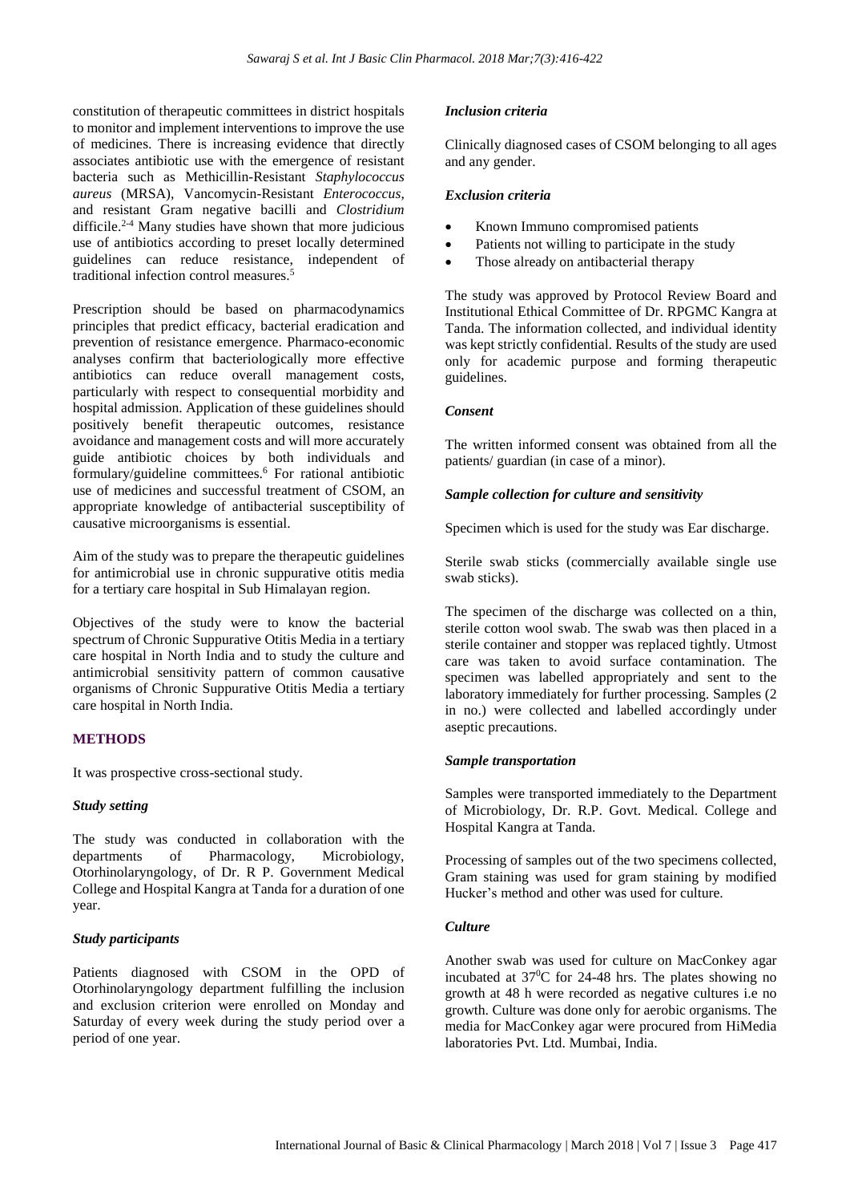constitution of therapeutic committees in district hospitals to monitor and implement interventions to improve the use of medicines. There is increasing evidence that directly associates antibiotic use with the emergence of resistant bacteria such as Methicillin-Resistant *Staphylococcus aureus* (MRSA), Vancomycin-Resistant *Enterococcus*, and resistant Gram negative bacilli and *Clostridium* difficile.[2-4] Many studies have shown that more judicious use of antibiotics according to preset locally determined guidelines can reduce resistance, independent of traditional infection control measures.[5]

Prescription should be based on pharmacodynamics principles that predict efficacy, bacterial eradication and prevention of resistance emergence. Pharmaco-economic analyses confirm that bacteriologically more effective antibiotics can reduce overall management costs, particularly with respect to consequential morbidity and hospital admission. Application of these guidelines should positively benefit therapeutic outcomes, resistance avoidance and management costs and will more accurately guide antibiotic choices by both individuals and formulary/guideline committees.[6] For rational antibiotic use of medicines and successful treatment of CSOM, an appropriate knowledge of antibacterial susceptibility of causative microorganisms is essential.

Aim of the study was to prepare the therapeutic guidelines for antimicrobial use in chronic suppurative otitis media for a tertiary care hospital in Sub Himalayan region.

Objectives of the study were to know the bacterial spectrum of Chronic Suppurative Otitis Media in a tertiary care hospital in North India and to study the culture and antimicrobial sensitivity pattern of common causative organisms of Chronic Suppurative Otitis Media a tertiary care hospital in North India.

## METHODS

It was prospective cross-sectional study.

### *Study setting*

The study was conducted in collaboration with the departments of Pharmacology, Microbiology, Otorhinolaryngology, of Dr. R P. Government Medical College and Hospital Kangra at Tanda for a duration of one year.

### *Study participants*

Patients diagnosed with CSOM in the OPD of Otorhinolaryngology department fulfilling the inclusion and exclusion criterion were enrolled on Monday and Saturday of every week during the study period over a period of one year.

### *Inclusion criteria*

Clinically diagnosed cases of CSOM belonging to all ages and any gender.

### *Exclusion criteria*

- Known Immuno compromised patients
- Patients not willing to participate in the study
- Those already on antibacterial therapy

The study was approved by Protocol Review Board and Institutional Ethical Committee of Dr. RPGMC Kangra at Tanda. The information collected, and individual identity was kept strictly confidential. Results of the study are used only for academic purpose and forming therapeutic guidelines.

### *Consent*

The written informed consent was obtained from all the patients/ guardian (in case of a minor).

### *Sample collection for culture and sensitivity*

Specimen which is used for the study was Ear discharge.

Sterile swab sticks (commercially available single use swab sticks).

The specimen of the discharge was collected on a thin, sterile cotton wool swab. The swab was then placed in a sterile container and stopper was replaced tightly. Utmost care was taken to avoid surface contamination. The specimen was labelled appropriately and sent to the laboratory immediately for further processing. Samples (2 in no.) were collected and labelled accordingly under aseptic precautions.

### *Sample transportation*

Samples were transported immediately to the Department of Microbiology, Dr. R.P. Govt. Medical. College and Hospital Kangra at Tanda.

Processing of samples out of the two specimens collected, Gram staining was used for gram staining by modified Hucker's method and other was used for culture.

### *Culture*

Another swab was used for culture on MacConkey agar incubated at $37^0$C for 24-48 hrs. The plates showing no growth at 48 h were recorded as negative cultures i.e no growth. Culture was done only for aerobic organisms. The media for MacConkey agar were procured from HiMedia laboratories Pvt. Ltd. Mumbai, India.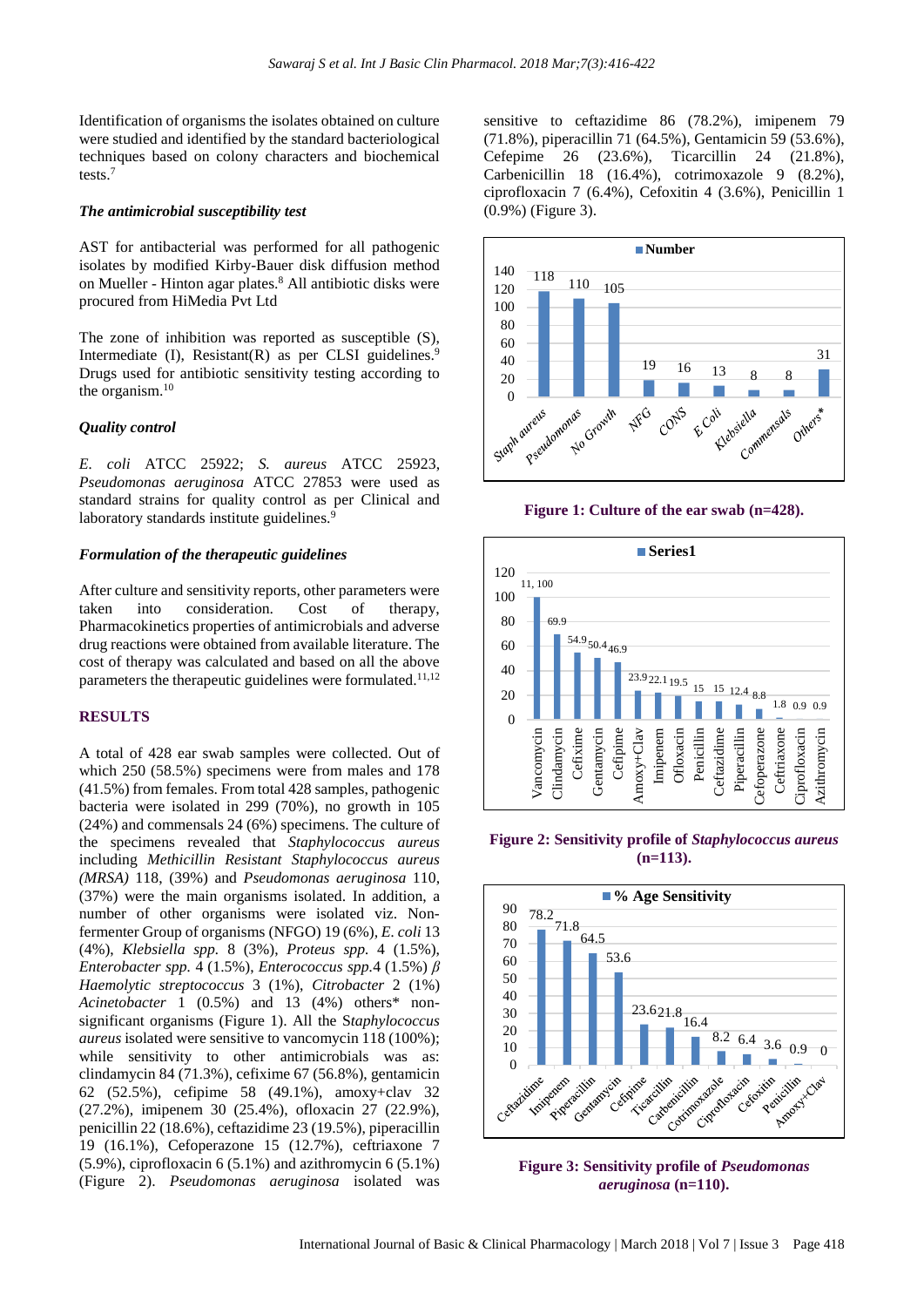Identification of organisms the isolates obtained on culture were studied and identified by the standard bacteriological techniques based on colony characters and biochemical tests.[7]

### The antimicrobial susceptibility test

AST for antibacterial was performed for all pathogenic isolates by modified Kirby-Bauer disk diffusion method on Mueller - Hinton agar plates.[8] All antibiotic disks were procured from HiMedia Pvt Ltd

The zone of inhibition was reported as susceptible (S), Intermediate (I), Resistant(R) as per CLSI guidelines.[9] Drugs used for antibiotic sensitivity testing according to the organism.[10]

### Quality control

*E. coli* ATCC 25922; *S. aureus* ATCC 25923, *Pseudomonas aeruginosa* ATCC 27853 were used as standard strains for quality control as per Clinical and laboratory standards institute guidelines.[9]

### Formulation of the therapeutic guidelines

After culture and sensitivity reports, other parameters were taken into consideration. Cost of therapy, Pharmacokinetics properties of antimicrobials and adverse drug reactions were obtained from available literature. The cost of therapy was calculated and based on all the above parameters the therapeutic guidelines were formulated.[11,12]

## RESULTS

A total of 428 ear swab samples were collected. Out of which 250 (58.5%) specimens were from males and 178 (41.5%) from females. From total 428 samples, pathogenic bacteria were isolated in 299 (70%), no growth in 105 (24%) and commensals 24 (6%) specimens. The culture of the specimens revealed that *Staphylococcus aureus* including *Methicillin Resistant Staphylococcus aureus (MRSA)* 118, (39%) and *Pseudomonas aeruginosa* 110, (37%) were the main organisms isolated. In addition, a number of other organisms were isolated viz. Non-fermenter Group of organisms (NFGO) 19 (6%), *E. coli* 13 (4%), *Klebsiella spp.* 8 (3%), *Proteus spp.* 4 (1.5%), *Enterobacter spp.* 4 (1.5%), *Enterococcus spp.*4 (1.5%) *β Haemolytic streptococcus* 3 (1%), *Citrobacter* 2 (1%) *Acinetobacter* 1 (0.5%) and 13 (4%) others* non-significant organisms (Figure 1). All the S*taphylococcus aureus* isolated were sensitive to vancomycin 118 (100%); while sensitivity to other antimicrobials was as: clindamycin 84 (71.3%), cefixime 67 (56.8%), gentamicin 62 (52.5%), cefipime 58 (49.1%), amoxy+clav 32 (27.2%), imipenem 30 (25.4%), ofloxacin 27 (22.9%), penicillin 22 (18.6%), ceftazidime 23 (19.5%), piperacillin 19 (16.1%), Cefoperazone 15 (12.7%), ceftriaxone 7 (5.9%), ciprofloxacin 6 (5.1%) and azithromycin 6 (5.1%) (Figure 2). *Pseudomonas aeruginosa* isolated was sensitive to ceftazidime 86 (78.2%), imipenem 79 (71.8%), piperacillin 71 (64.5%), Gentamicin 59 (53.6%), Cefepime 26 (23.6%), Ticarcillin 24 (21.8%), Carbenicillin 18 (16.4%), cotrimoxazole 9 (8.2%), ciprofloxacin 7 (6.4%), Cefoxitin 4 (3.6%), Penicillin 1 (0.9%) (Figure 3).

| Organism | Number |
|---|---|
| Staph aureus | 118 |
| Pseudomonas | 110 |
| No Growth | 105 |
| NFG | 19 |
| CONS | 16 |
| E Coli | 13 |
| Klebsiella | 8 |
| Commensals | 8 |
| Others* | 31 |

**Figure 1: Culture of the ear swab (n=428).**

| Antibiotic | Series1 |
|---|---|
| Vancomycin | 11, 100 |
| Clindamycin | 69.9 |
| Cefixime | 54.9 |
| Gentamycin | 50.4 |
| Cefipime | 46.9 |
| Amoxy+Clav | 23.9 |
| Imipenem | 22.1 |
| Ofloxacin | 19.5 |
| Penicillin | 15 |
| Ceftazidime | 15 |
| Piperacillin | 12.4 |
| Cefoperazone | 8.8 |
| Ceftriaxone | 1.8 |
| Ciprofloxacin | 0.9 |
| Azithromycin | 0.9 |

**Figure 2: Sensitivity profile of *Staphylococcus aureus* (n=113).**

| Antibiotic | % Age Sensitivity |
|---|---|
| Ceftazidime | 78.2 |
| Imipenem | 71.8 |
| Piperacillin | 64.5 |
| Gentamycin | 53.6 |
| Cefipime | 23.6 |
| Ticarcillin | 21.8 |
| Carbenicillin | 16.4 |
| Cotrimoxazole | 8.2 |
| Ciprofloxacin | 6.4 |
| Cefoxitin | 3.6 |
| Penicillin | 0.9 |
| Amoxy+Clav | 0 |

**Figure 3: Sensitivity profile of *Pseudomonas aeruginosa* (n=110).**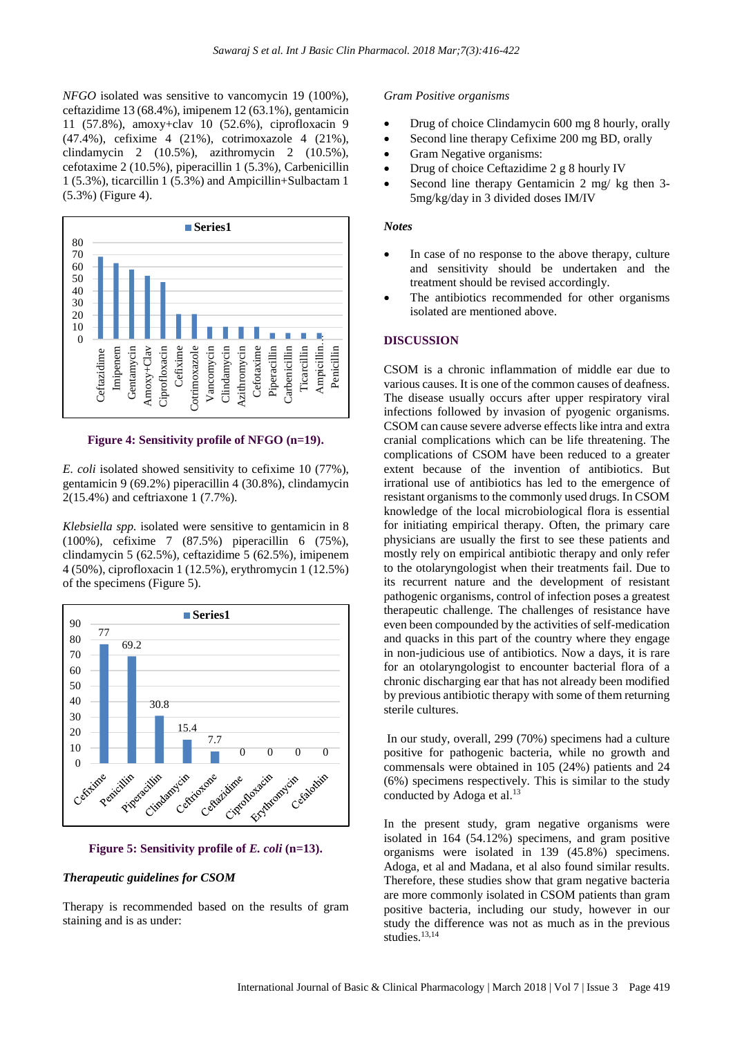*NFGO* isolated was sensitive to vancomycin 19 (100%), ceftazidime 13 (68.4%), imipenem 12 (63.1%), gentamicin 11 (57.8%), amoxy+clav 10 (52.6%), ciprofloxacin 9 (47.4%), cefixime 4 (21%), cotrimoxazole 4 (21%), clindamycin 2 (10.5%), azithromycin 2 (10.5%), cefotaxime 2 (10.5%), piperacillin 1 (5.3%), Carbenicillin 1 (5.3%), ticarcillin 1 (5.3%) and Ampicillin+Sulbactam 1 (5.3%) (Figure 4).

**Figure 4: Sensitivity profile of NFGO (n=19).**

*E. coli* isolated showed sensitivity to cefixime 10 (77%), gentamicin 9 (69.2%) piperacillin 4 (30.8%), clindamycin 2(15.4%) and ceftriaxone 1 (7.7%).

*Klebsiella spp.* isolated were sensitive to gentamicin in 8 (100%), cefixime 7 (87.5%) piperacillin 6 (75%), clindamycin 5 (62.5%), ceftazidime 5 (62.5%), imipenem 4 (50%), ciprofloxacin 1 (12.5%), erythromycin 1 (12.5%) of the specimens (Figure 5).

**Figure 5: Sensitivity profile of *E. coli* (n=13).**

### *Therapeutic guidelines for CSOM*

Therapy is recommended based on the results of gram staining and is as under:

*Gram Positive organisms*

- Drug of choice Clindamycin 600 mg 8 hourly, orally
- Second line therapy Cefixime 200 mg BD, orally
- Gram Negative organisms:
- Drug of choice Ceftazidime 2 g 8 hourly IV
- Second line therapy Gentamicin 2 mg/ kg then 3-5mg/kg/day in 3 divided doses IM/IV

***Notes***

- In case of no response to the above therapy, culture and sensitivity should be undertaken and the treatment should be revised accordingly.
- The antibiotics recommended for other organisms isolated are mentioned above.

## DISCUSSION

CSOM is a chronic inflammation of middle ear due to various causes. It is one of the common causes of deafness. The disease usually occurs after upper respiratory viral infections followed by invasion of pyogenic organisms. CSOM can cause severe adverse effects like intra and extra cranial complications which can be life threatening. The complications of CSOM have been reduced to a greater extent because of the invention of antibiotics. But irrational use of antibiotics has led to the emergence of resistant organisms to the commonly used drugs. In CSOM knowledge of the local microbiological flora is essential for initiating empirical therapy. Often, the primary care physicians are usually the first to see these patients and mostly rely on empirical antibiotic therapy and only refer to the otolaryngologist when their treatments fail. Due to its recurrent nature and the development of resistant pathogenic organisms, control of infection poses a greatest therapeutic challenge. The challenges of resistance have even been compounded by the activities of self-medication and quacks in this part of the country where they engage in non-judicious use of antibiotics. Now a days, it is rare for an otolaryngologist to encounter bacterial flora of a chronic discharging ear that has not already been modified by previous antibiotic therapy with some of them returning sterile cultures.

In our study, overall, 299 (70%) specimens had a culture positive for pathogenic bacteria, while no growth and commensals were obtained in 105 (24%) patients and 24 (6%) specimens respectively. This is similar to the study conducted by Adoga et al.[13]

In the present study, gram negative organisms were isolated in 164 (54.12%) specimens, and gram positive organisms were isolated in 139 (45.8%) specimens. Adoga, et al and Madana, et al also found similar results. Therefore, these studies show that gram negative bacteria are more commonly isolated in CSOM patients than gram positive bacteria, including our study, however in our study the difference was not as much as in the previous studies.[13,14]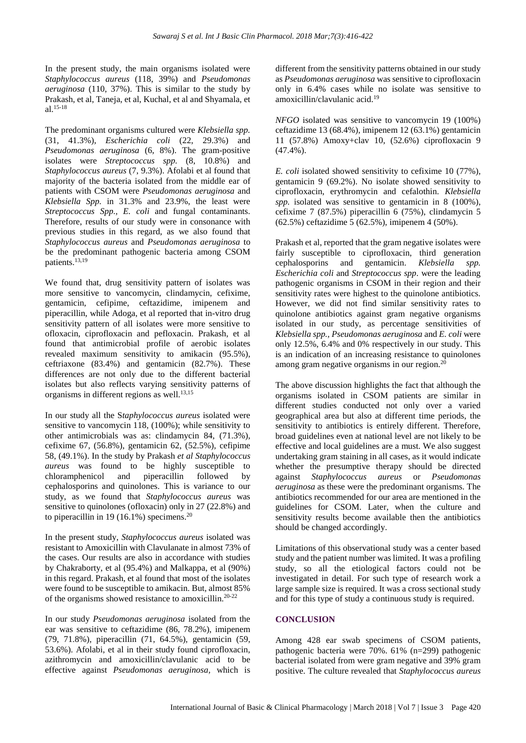In the present study, the main organisms isolated were *Staphylococcus aureus* (118, 39%) and *Pseudomonas aeruginosa* (110, 37%). This is similar to the study by Prakash, et al, Taneja, et al, Kuchal, et al and Shyamala, et al.[15-18]

The predominant organisms cultured were *Klebsiella spp.* (31, 41.3%), *Escherichia coli* (22, 29.3%) and *Pseudomonas aeruginosa* (6, 8%). The gram-positive isolates were *Streptococcus spp.* (8, 10.8%) and *Staphylococcus aureus* (7, 9.3%). Afolabi et al found that majority of the bacteria isolated from the middle ear of patients with CSOM were *Pseudomonas aeruginosa* and *Klebsiella Spp.* in 31.3% and 23.9%, the least were *Streptococcus Spp., E. coli* and fungal contaminants. Therefore, results of our study were in consonance with previous studies in this regard, as we also found that *Staphylococcus aureus* and *Pseudomonas aeruginosa* to be the predominant pathogenic bacteria among CSOM patients.[13,19]

We found that, drug sensitivity pattern of isolates was more sensitive to vancomycin, clindamycin, cefixime, gentamicin, cefipime, ceftazidime, imipenem and piperacillin, while Adoga, et al reported that in-vitro drug sensitivity pattern of all isolates were more sensitive to ofloxacin, ciprofloxacin and pefloxacin. Prakash, et al found that antimicrobial profile of aerobic isolates revealed maximum sensitivity to amikacin (95.5%), ceftriaxone (83.4%) and gentamicin (82.7%). These differences are not only due to the different bacterial isolates but also reflects varying sensitivity patterns of organisms in different regions as well.[13,15]

In our study all the S*taphylococcus aureus* isolated were sensitive to vancomycin 118, (100%); while sensitivity to other antimicrobials was as: clindamycin 84, (71.3%), cefixime 67, (56.8%), gentamicin 62, (52.5%), cefipime 58, (49.1%). In the study by Prakash *et al Staphylococcus aureus* was found to be highly susceptible to chloramphenicol and piperacillin followed by cephalosporins and quinolones. This is variance to our study, as we found that *Staphylococcus aureus* was sensitive to quinolones (ofloxacin) only in 27 (22.8%) and to piperacillin in 19 (16.1%) specimens.[20]

In the present study, *Staphylococcus aureus* isolated was resistant to Amoxicillin with Clavulanate in almost 73% of the cases. Our results are also in accordance with studies by Chakraborty, et al (95.4%) and Malkappa, et al (90%) in this regard. Prakash, et al found that most of the isolates were found to be susceptible to amikacin. But, almost 85% of the organisms showed resistance to amoxicillin.[20-22]

In our study *Pseudomonas aeruginosa* isolated from the ear was sensitive to ceftazidime (86, 78.2%), imipenem (79, 71.8%), piperacillin (71, 64.5%), gentamicin (59, 53.6%). Afolabi, et al in their study found ciprofloxacin, azithromycin and amoxicillin/clavulanic acid to be effective against *Pseudomonas aeruginosa*, which is different from the sensitivity patterns obtained in our study as *Pseudomonas aeruginosa* was sensitive to ciprofloxacin only in 6.4% cases while no isolate was sensitive to amoxicillin/clavulanic acid.[19]

*NFGO* isolated was sensitive to vancomycin 19 (100%) ceftazidime 13 (68.4%), imipenem 12 (63.1%) gentamicin 11 (57.8%) Amoxy+clav 10, (52.6%) ciprofloxacin 9 (47.4%).

*E. coli* isolated showed sensitivity to cefixime 10 (77%), gentamicin 9 (69.2%). No isolate showed sensitivity to ciprofloxacin, erythromycin and cefalothin. *Klebsiella spp.* isolated was sensitive to gentamicin in 8 (100%), cefixime 7 (87.5%) piperacillin 6 (75%), clindamycin 5 (62.5%) ceftazidime 5 (62.5%), imipenem 4 (50%).

Prakash et al, reported that the gram negative isolates were fairly susceptible to ciprofloxacin, third generation cephalosporins and gentamicin. *Klebsiella spp. Escherichia coli* and *Streptococcus spp*. were the leading pathogenic organisms in CSOM in their region and their sensitivity rates were highest to the quinolone antibiotics. However, we did not find similar sensitivity rates to quinolone antibiotics against gram negative organisms isolated in our study, as percentage sensitivities of *Klebsiella spp., Pseudomonas aeruginosa* and *E. coli* were only 12.5%, 6.4% and 0% respectively in our study. This is an indication of an increasing resistance to quinolones among gram negative organisms in our region.[20]

The above discussion highlights the fact that although the organisms isolated in CSOM patients are similar in different studies conducted not only over a varied geographical area but also at different time periods, the sensitivity to antibiotics is entirely different. Therefore, broad guidelines even at national level are not likely to be effective and local guidelines are a must. We also suggest undertaking gram staining in all cases, as it would indicate whether the presumptive therapy should be directed against *Staphylococcus aureus* or *Pseudomonas aeruginosa* as these were the predominant organisms. The antibiotics recommended for our area are mentioned in the guidelines for CSOM. Later, when the culture and sensitivity results become available then the antibiotics should be changed accordingly.

Limitations of this observational study was a center based study and the patient number was limited. It was a profiling study, so all the etiological factors could not be investigated in detail. For such type of research work a large sample size is required. It was a cross sectional study and for this type of study a continuous study is required.

## CONCLUSION

Among 428 ear swab specimens of CSOM patients, pathogenic bacteria were 70%. 61% (n=299) pathogenic bacterial isolated from were gram negative and 39% gram positive. The culture revealed that *Staphylococcus aureus*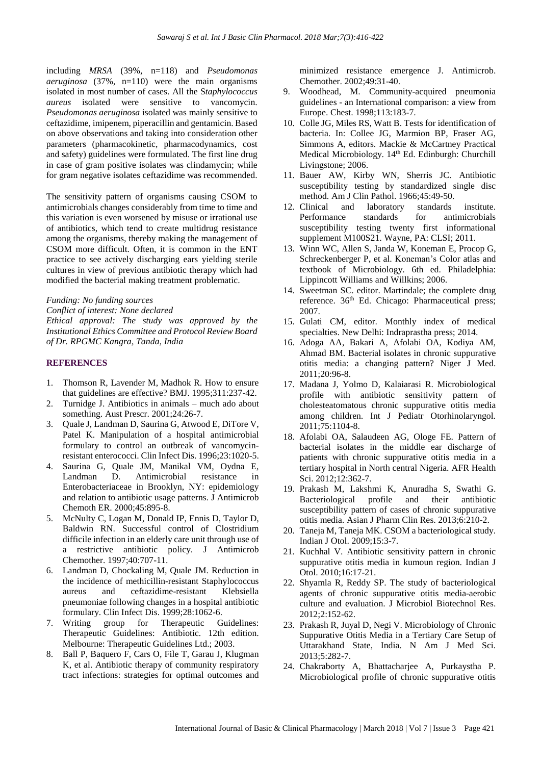including *MRSA* (39%, n=118) and *Pseudomonas aeruginosa* (37%, n=110) were the main organisms isolated in most number of cases. All the S*taphylococcus aureus* isolated were sensitive to vancomycin. *Pseudomonas aeruginosa* isolated was mainly sensitive to ceftazidime, imipenem, piperacillin and gentamicin. Based on above observations and taking into consideration other parameters (pharmacokinetic, pharmacodynamics, cost and safety) guidelines were formulated. The first line drug in case of gram positive isolates was clindamycin; while for gram negative isolates ceftazidime was recommended.

The sensitivity pattern of organisms causing CSOM to antimicrobials changes considerably from time to time and this variation is even worsened by misuse or irrational use of antibiotics, which tend to create multidrug resistance among the organisms, thereby making the management of CSOM more difficult. Often, it is common in the ENT practice to see actively discharging ears yielding sterile cultures in view of previous antibiotic therapy which had modified the bacterial making treatment problematic.

*Funding: No funding sources*
*Conflict of interest: None declared*
*Ethical approval: The study was approved by the Institutional Ethics Committee and Protocol Review Board of Dr. RPGMC Kangra, Tanda, India*

## REFERENCES

1. Thomson R, Lavender M, Madhok R. How to ensure that guidelines are effective? BMJ. 1995;311:237-42.
2. Turnidge J. Antibiotics in animals – much ado about something. Aust Prescr. 2001;24:26-7.
3. Quale J, Landman D, Saurina G, Atwood E, DiTore V, Patel K. Manipulation of a hospital antimicrobial formulary to control an outbreak of vancomycin-resistant enterococci. Clin Infect Dis. 1996;23:1020-5.
4. Saurina G, Quale JM, Manikal VM, Oydna E, Landman D. Antimicrobial resistance in Enterobacteriaceae in Brooklyn, NY: epidemiology and relation to antibiotic usage patterns. J Antimicrob Chemoth ER. 2000;45:895-8.
5. McNulty C, Logan M, Donald IP, Ennis D, Taylor D, Baldwin RN. Successful control of Clostridium difficile infection in an elderly care unit through use of a restrictive antibiotic policy. J Antimicrob Chemother. 1997;40:707-11.
6. Landman D, Chockaling M, Quale JM. Reduction in the incidence of methicillin-resistant Staphylococcus aureus and ceftazidime-resistant Klebsiella pneumoniae following changes in a hospital antibiotic formulary. Clin Infect Dis. 1999;28:1062-6.
7. Writing group for Therapeutic Guidelines: Therapeutic Guidelines: Antibiotic. 12th edition. Melbourne: Therapeutic Guidelines Ltd.; 2003.
8. Ball P, Baquero F, Cars O, File T, Garau J, Klugman K, et al. Antibiotic therapy of community respiratory tract infections: strategies for optimal outcomes and minimized resistance emergence J. Antimicrob. Chemother. 2002;49:31-40.
9. Woodhead, M. Community-acquired pneumonia guidelines - an International comparison: a view from Europe. Chest. 1998;113:183-7.
10. Colle JG, Miles RS, Watt B. Tests for identification of bacteria. In: Collee JG, Marmion BP, Fraser AG, Simmons A, editors. Mackie & McCartney Practical Medical Microbiology. 14th Ed. Edinburgh: Churchill Livingstone; 2006.
11. Bauer AW, Kirby WN, Sherris JC. Antibiotic susceptibility testing by standardized single disc method. Am J Clin Pathol. 1966;45:49-50.
12. Clinical and laboratory standards institute. Performance standards for antimicrobials susceptibility testing twenty first informational supplement M100S21. Wayne, PA: CLSI; 2011.
13. Winn WC, Allen S, Janda W, Koneman E, Procop G, Schreckenberger P, et al. Koneman's Color atlas and textbook of Microbiology. 6th ed. Philadelphia: Lippincott Williams and Willkins; 2006.
14. Sweetman SC. editor. Martindale; the complete drug reference. 36th Ed. Chicago: Pharmaceutical press; 2007.
15. Gulati CM, editor. Monthly index of medical specialties. New Delhi: Indraprastha press; 2014.
16. Adoga AA, Bakari A, Afolabi OA, Kodiya AM, Ahmad BM. Bacterial isolates in chronic suppurative otitis media: a changing pattern? Niger J Med. 2011;20:96-8.
17. Madana J, Yolmo D, Kalaiarasi R. Microbiological profile with antibiotic sensitivity pattern of cholesteatomatous chronic suppurative otitis media among children. Int J Pediatr Otorhinolaryngol. 2011;75:1104-8.
18. Afolabi OA, Salaudeen AG, Ologe FE. Pattern of bacterial isolates in the middle ear discharge of patients with chronic suppurative otitis media in a tertiary hospital in North central Nigeria. AFR Health Sci. 2012;12:362-7.
19. Prakash M, Lakshmi K, Anuradha S, Swathi G. Bacteriological profile and their antibiotic susceptibility pattern of cases of chronic suppurative otitis media. Asian J Pharm Clin Res. 2013;6:210-2.
20. Taneja M, Taneja MK. CSOM a bacteriological study. Indian J Otol. 2009;15:3-7.
21. Kuchhal V. Antibiotic sensitivity pattern in chronic suppurative otitis media in kumoun region. Indian J Otol. 2010;16:17-21.
22. Shyamla R, Reddy SP. The study of bacteriological agents of chronic suppurative otitis media-aerobic culture and evaluation. J Microbiol Biotechnol Res. 2012;2:152-62.
23. Prakash R, Juyal D, Negi V. Microbiology of Chronic Suppurative Otitis Media in a Tertiary Care Setup of Uttarakhand State, India. N Am J Med Sci. 2013;5:282-7.
24. Chakraborty A, Bhattacharjee A, Purkaystha P. Microbiological profile of chronic suppurative otitis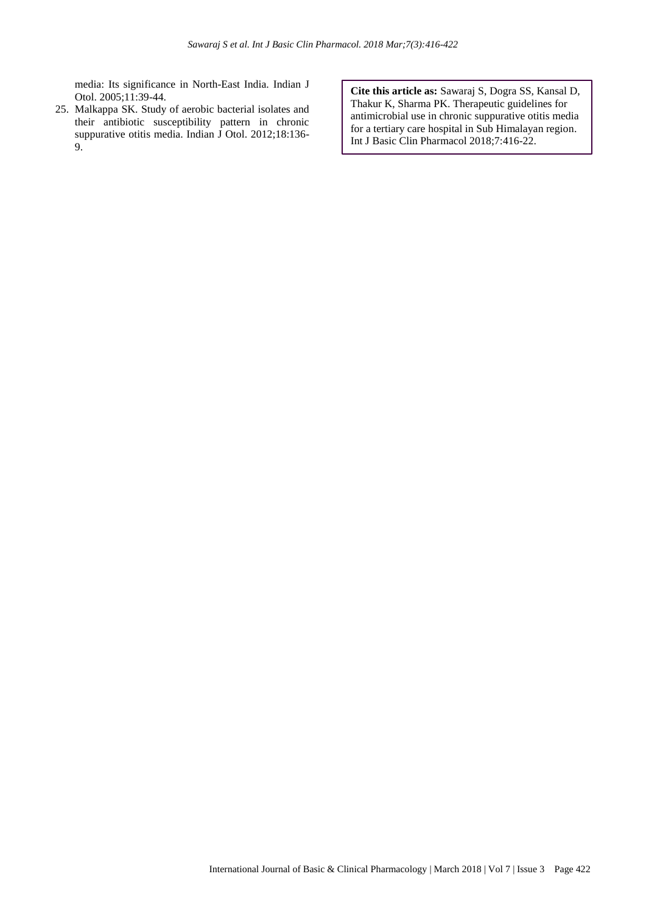media: Its significance in North-East India. Indian J Otol. 2005;11:39-44.

25. Malkappa SK. Study of aerobic bacterial isolates and their antibiotic susceptibility pattern in chronic suppurative otitis media. Indian J Otol. 2012;18:136-9.

**Cite this article as:** Sawaraj S, Dogra SS, Kansal D, Thakur K, Sharma PK. Therapeutic guidelines for antimicrobial use in chronic suppurative otitis media for a tertiary care hospital in Sub Himalayan region. Int J Basic Clin Pharmacol 2018;7:416-22.